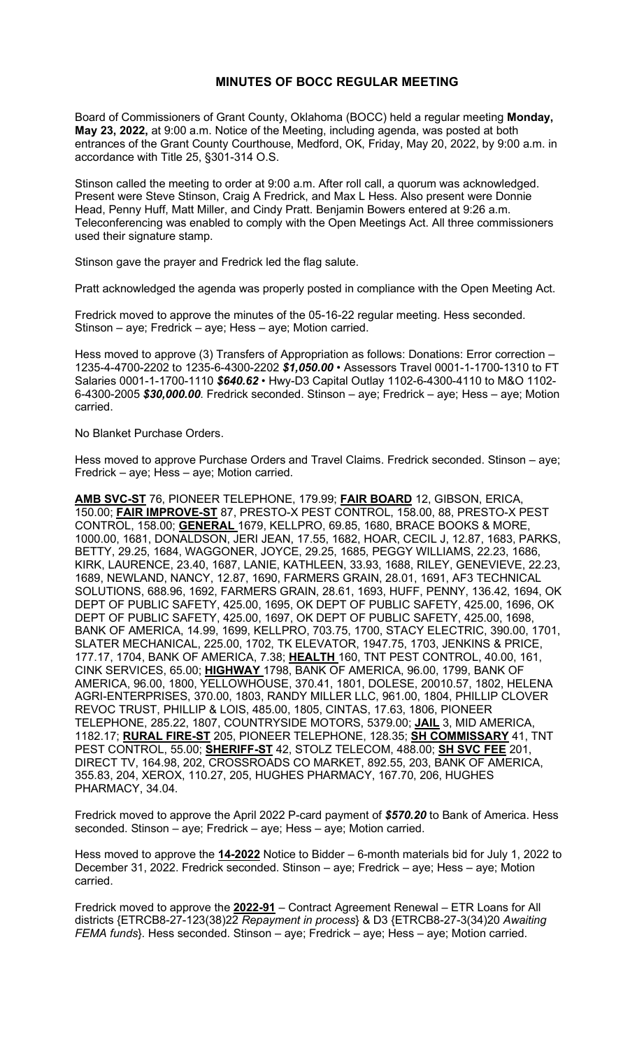# MINUTES OF BOCC REGULAR MEETING

Board of Commissioners of Grant County, Oklahoma (BOCC) held a regular meeting **Monday, May 23, 2022,** at 9:00 a.m. Notice of the Meeting, including agenda, was posted at both entrances of the Grant County Courthouse, Medford, OK, Friday, May 20, 2022, by 9:00 a.m. in accordance with Title 25, §301-314 O.S.

Stinson called the meeting to order at 9:00 a.m. After roll call, a quorum was acknowledged. Present were Steve Stinson, Craig A Fredrick, and Max L Hess. Also present were Donnie Head, Penny Huff, Matt Miller, and Cindy Pratt. Benjamin Bowers entered at 9:26 a.m. Teleconferencing was enabled to comply with the Open Meetings Act. All three commissioners used their signature stamp.

Stinson gave the prayer and Fredrick led the flag salute.

Pratt acknowledged the agenda was properly posted in compliance with the Open Meeting Act.

Fredrick moved to approve the minutes of the 05-16-22 regular meeting. Hess seconded. Stinson – aye; Fredrick – aye; Hess – aye; Motion carried.

Hess moved to approve (3) Transfers of Appropriation as follows: Donations: Error correction – 1235-4-4700-2202 to 1235-6-4300-2202 ***$1,050.00*** • Assessors Travel 0001-1-1700-1310 to FT Salaries 0001-1-1700-1110 ***$640.62*** • Hwy-D3 Capital Outlay 1102-6-4300-4110 to M&O 1102-6-4300-2005 ***$30,000.00***. Fredrick seconded. Stinson – aye; Fredrick – aye; Hess – aye; Motion carried.

No Blanket Purchase Orders.

Hess moved to approve Purchase Orders and Travel Claims. Fredrick seconded. Stinson – aye; Fredrick – aye; Hess – aye; Motion carried.

**AMB SVC-ST** 76, PIONEER TELEPHONE, 179.99; **FAIR BOARD** 12, GIBSON, ERICA, 150.00; **FAIR IMPROVE-ST** 87, PRESTO-X PEST CONTROL, 158.00, 88, PRESTO-X PEST CONTROL, 158.00; **GENERAL** 1679, KELLPRO, 69.85, 1680, BRACE BOOKS & MORE, 1000.00, 1681, DONALDSON, JERI JEAN, 17.55, 1682, HOAR, CECIL J, 12.87, 1683, PARKS, BETTY, 29.25, 1684, WAGGONER, JOYCE, 29.25, 1685, PEGGY WILLIAMS, 22.23, 1686, KIRK, LAURENCE, 23.40, 1687, LANIE, KATHLEEN, 33.93, 1688, RILEY, GENEVIEVE, 22.23, 1689, NEWLAND, NANCY, 12.87, 1690, FARMERS GRAIN, 28.01, 1691, AF3 TECHNICAL SOLUTIONS, 688.96, 1692, FARMERS GRAIN, 28.61, 1693, HUFF, PENNY, 136.42, 1694, OK DEPT OF PUBLIC SAFETY, 425.00, 1695, OK DEPT OF PUBLIC SAFETY, 425.00, 1696, OK DEPT OF PUBLIC SAFETY, 425.00, 1697, OK DEPT OF PUBLIC SAFETY, 425.00, 1698, BANK OF AMERICA, 14.99, 1699, KELLPRO, 703.75, 1700, STACY ELECTRIC, 390.00, 1701, SLATER MECHANICAL, 225.00, 1702, TK ELEVATOR, 1947.75, 1703, JENKINS & PRICE, 177.17, 1704, BANK OF AMERICA, 7.38; **HEALTH** 160, TNT PEST CONTROL, 40.00, 161, CINK SERVICES, 65.00; **HIGHWAY** 1798, BANK OF AMERICA, 96.00, 1799, BANK OF AMERICA, 96.00, 1800, YELLOWHOUSE, 370.41, 1801, DOLESE, 20010.57, 1802, HELENA AGRI-ENTERPRISES, 370.00, 1803, RANDY MILLER LLC, 961.00, 1804, PHILLIP CLOVER REVOC TRUST, PHILLIP & LOIS, 485.00, 1805, CINTAS, 17.63, 1806, PIONEER TELEPHONE, 285.22, 1807, COUNTRYSIDE MOTORS, 5379.00; **JAIL** 3, MID AMERICA, 1182.17; **RURAL FIRE-ST** 205, PIONEER TELEPHONE, 128.35; **SH COMMISSARY** 41, TNT PEST CONTROL, 55.00; **SHERIFF-ST** 42, STOLZ TELECOM, 488.00; **SH SVC FEE** 201, DIRECT TV, 164.98, 202, CROSSROADS CO MARKET, 892.55, 203, BANK OF AMERICA, 355.83, 204, XEROX, 110.27, 205, HUGHES PHARMACY, 167.70, 206, HUGHES PHARMACY, 34.04.

Fredrick moved to approve the April 2022 P-card payment of ***$570.20*** to Bank of America. Hess seconded. Stinson – aye; Fredrick – aye; Hess – aye; Motion carried.

Hess moved to approve the **14-2022** Notice to Bidder – 6-month materials bid for July 1, 2022 to December 31, 2022. Fredrick seconded. Stinson – aye; Fredrick – aye; Hess – aye; Motion carried.

Fredrick moved to approve the **2022-91** – Contract Agreement Renewal – ETR Loans for All districts {ETRCB8-27-123(38)22 *Repayment in process*} & D3 {ETRCB8-27-3(34)20 *Awaiting FEMA funds*}. Hess seconded. Stinson – aye; Fredrick – aye; Hess – aye; Motion carried.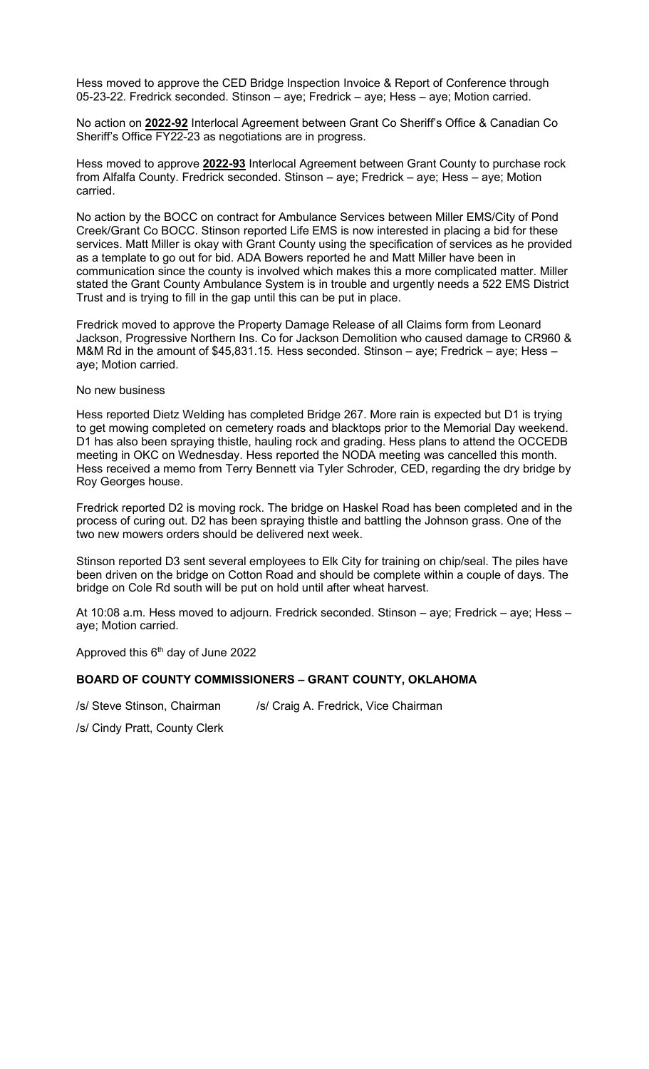Hess moved to approve the CED Bridge Inspection Invoice & Report of Conference through 05-23-22. Fredrick seconded. Stinson – aye; Fredrick – aye; Hess – aye; Motion carried.

No action on **2022-92** Interlocal Agreement between Grant Co Sheriff's Office & Canadian Co Sheriff's Office FY22-23 as negotiations are in progress.

Hess moved to approve **2022-93** Interlocal Agreement between Grant County to purchase rock from Alfalfa County. Fredrick seconded. Stinson – aye; Fredrick – aye; Hess – aye; Motion carried.

No action by the BOCC on contract for Ambulance Services between Miller EMS/City of Pond Creek/Grant Co BOCC. Stinson reported Life EMS is now interested in placing a bid for these services. Matt Miller is okay with Grant County using the specification of services as he provided as a template to go out for bid. ADA Bowers reported he and Matt Miller have been in communication since the county is involved which makes this a more complicated matter. Miller stated the Grant County Ambulance System is in trouble and urgently needs a 522 EMS District Trust and is trying to fill in the gap until this can be put in place.

Fredrick moved to approve the Property Damage Release of all Claims form from Leonard Jackson, Progressive Northern Ins. Co for Jackson Demolition who caused damage to CR960 & M&M Rd in the amount of $45,831.15. Hess seconded. Stinson – aye; Fredrick – aye; Hess – aye; Motion carried.

No new business

Hess reported Dietz Welding has completed Bridge 267. More rain is expected but D1 is trying to get mowing completed on cemetery roads and blacktops prior to the Memorial Day weekend. D1 has also been spraying thistle, hauling rock and grading. Hess plans to attend the OCCEDB meeting in OKC on Wednesday. Hess reported the NODA meeting was cancelled this month. Hess received a memo from Terry Bennett via Tyler Schroder, CED, regarding the dry bridge by Roy Georges house.

Fredrick reported D2 is moving rock. The bridge on Haskel Road has been completed and in the process of curing out. D2 has been spraying thistle and battling the Johnson grass. One of the two new mowers orders should be delivered next week.

Stinson reported D3 sent several employees to Elk City for training on chip/seal. The piles have been driven on the bridge on Cotton Road and should be complete within a couple of days. The bridge on Cole Rd south will be put on hold until after wheat harvest.

At 10:08 a.m. Hess moved to adjourn. Fredrick seconded. Stinson – aye; Fredrick – aye; Hess – aye; Motion carried.

Approved this 6th day of June 2022

**BOARD OF COUNTY COMMISSIONERS – GRANT COUNTY, OKLAHOMA**

/s/ Steve Stinson, Chairman /s/ Craig A. Fredrick, Vice Chairman

/s/ Cindy Pratt, County Clerk